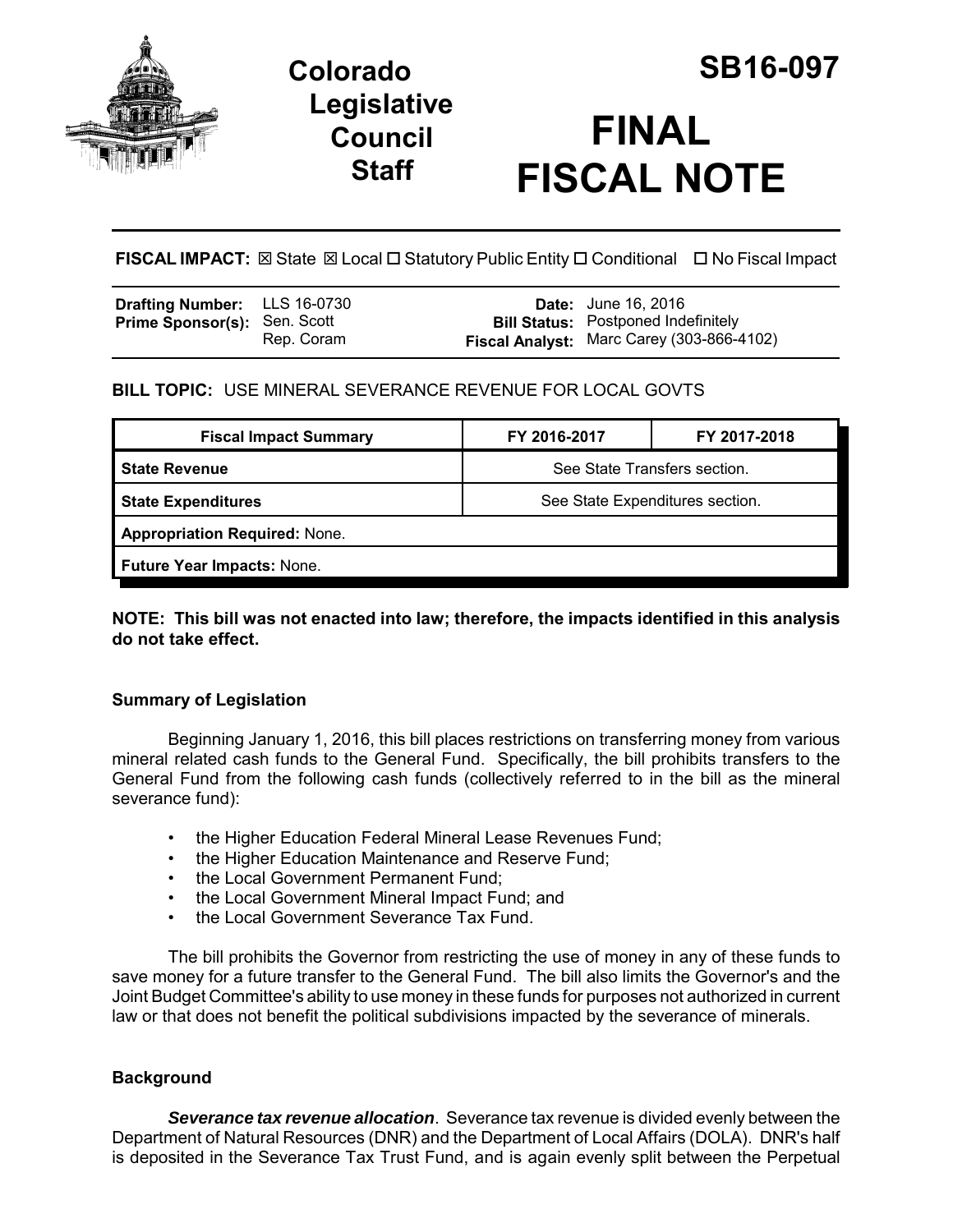# Colorado Legislative Council Staff

# SB16-097

# FINAL FISCAL NOTE

**FISCAL IMPACT:** ☒ State ☒ Local ☐ Statutory Public Entity ☐ Conditional ☐ No Fiscal Impact

| | | | |
|---|---|---|---|
| **Drafting Number:** | LLS 16-0730 | **Date:** | June 16, 2016 |
| **Prime Sponsor(s):** | Sen. Scott<br>Rep. Coram | **Bill Status:** | Postponed Indefinitely |
| | | **Fiscal Analyst:** | Marc Carey (303-866-4102) |

**BILL TOPIC:** USE MINERAL SEVERANCE REVENUE FOR LOCAL GOVTS

| Fiscal Impact Summary | FY 2016-2017 | FY 2017-2018 |
|---|---|---|
| **State Revenue** | See State Transfers section. | |
| **State Expenditures** | See State Expenditures section. | |
| **Appropriation Required:** None. | | |
| **Future Year Impacts:** None. | | |

**NOTE: This bill was not enacted into law; therefore, the impacts identified in this analysis do not take effect.**

### Summary of Legislation

Beginning January 1, 2016, this bill places restrictions on transferring money from various mineral related cash funds to the General Fund. Specifically, the bill prohibits transfers to the General Fund from the following cash funds (collectively referred to in the bill as the mineral severance fund):

- the Higher Education Federal Mineral Lease Revenues Fund;
- the Higher Education Maintenance and Reserve Fund;
- the Local Government Permanent Fund;
- the Local Government Mineral Impact Fund; and
- the Local Government Severance Tax Fund.

The bill prohibits the Governor from restricting the use of money in any of these funds to save money for a future transfer to the General Fund. The bill also limits the Governor's and the Joint Budget Committee's ability to use money in these funds for purposes not authorized in current law or that does not benefit the political subdivisions impacted by the severance of minerals.

### Background

***Severance tax revenue allocation***. Severance tax revenue is divided evenly between the Department of Natural Resources (DNR) and the Department of Local Affairs (DOLA). DNR's half is deposited in the Severance Tax Trust Fund, and is again evenly split between the Perpetual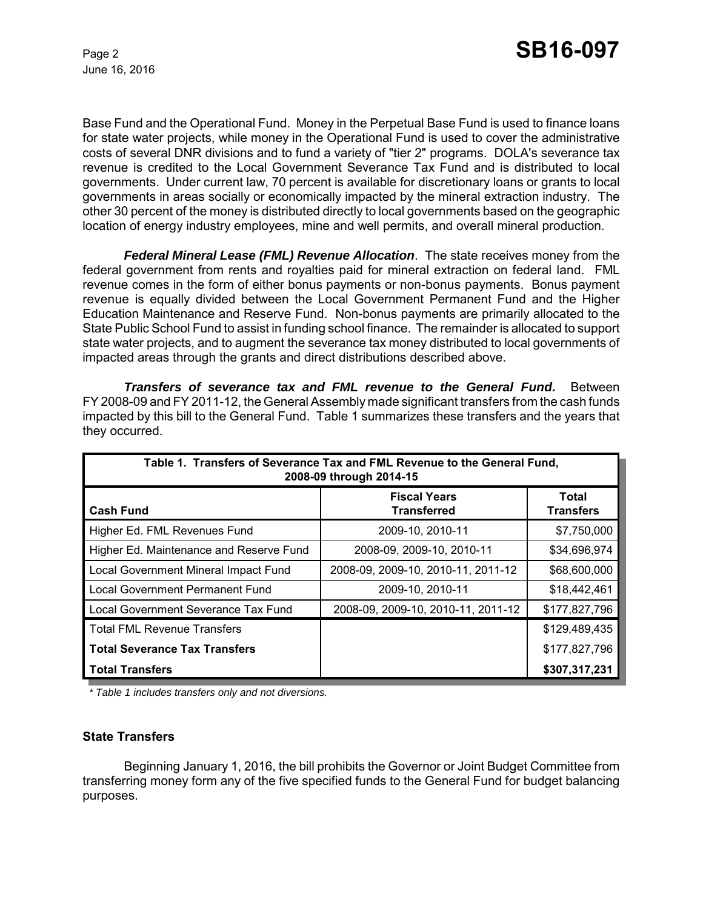Base Fund and the Operational Fund. Money in the Perpetual Base Fund is used to finance loans for state water projects, while money in the Operational Fund is used to cover the administrative costs of several DNR divisions and to fund a variety of "tier 2" programs. DOLA's severance tax revenue is credited to the Local Government Severance Tax Fund and is distributed to local governments. Under current law, 70 percent is available for discretionary loans or grants to local governments in areas socially or economically impacted by the mineral extraction industry. The other 30 percent of the money is distributed directly to local governments based on the geographic location of energy industry employees, mine and well permits, and overall mineral production.

***Federal Mineral Lease (FML) Revenue Allocation***. The state receives money from the federal government from rents and royalties paid for mineral extraction on federal land. FML revenue comes in the form of either bonus payments or non-bonus payments. Bonus payment revenue is equally divided between the Local Government Permanent Fund and the Higher Education Maintenance and Reserve Fund. Non-bonus payments are primarily allocated to the State Public School Fund to assist in funding school finance. The remainder is allocated to support state water projects, and to augment the severance tax money distributed to local governments of impacted areas through the grants and direct distributions described above.

***Transfers of severance tax and FML revenue to the General Fund.*** Between FY 2008-09 and FY 2011-12, the General Assembly made significant transfers from the cash funds impacted by this bill to the General Fund. Table 1 summarizes these transfers and the years that they occurred.

| Table 1. Transfers of Severance Tax and FML Revenue to the General Fund, 2008-09 through 2014-15 | | |
|---|---|---|
| **Cash Fund** | **Fiscal Years Transferred** | **Total Transfers** |
| Higher Ed. FML Revenues Fund | 2009-10, 2010-11 | $7,750,000 |
| Higher Ed. Maintenance and Reserve Fund | 2008-09, 2009-10, 2010-11 | $34,696,974 |
| Local Government Mineral Impact Fund | 2008-09, 2009-10, 2010-11, 2011-12 | $68,600,000 |
| Local Government Permanent Fund | 2009-10, 2010-11 | $18,442,461 |
| Local Government Severance Tax Fund | 2008-09, 2009-10, 2010-11, 2011-12 | $177,827,796 |
| Total FML Revenue Transfers | | $129,489,435 |
| **Total Severance Tax Transfers** | | $177,827,796 |
| **Total Transfers** | | **$307,317,231** |

*\* Table 1 includes transfers only and not diversions.*

### State Transfers

Beginning January 1, 2016, the bill prohibits the Governor or Joint Budget Committee from transferring money form any of the five specified funds to the General Fund for budget balancing purposes.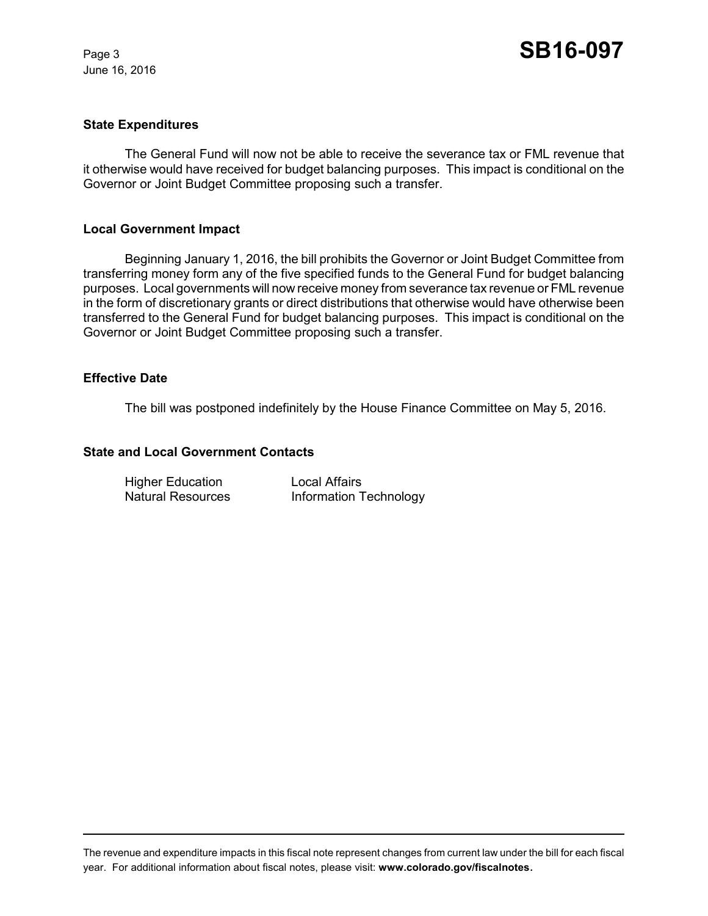## State Expenditures

The General Fund will now not be able to receive the severance tax or FML revenue that it otherwise would have received for budget balancing purposes. This impact is conditional on the Governor or Joint Budget Committee proposing such a transfer.

## Local Government Impact

Beginning January 1, 2016, the bill prohibits the Governor or Joint Budget Committee from transferring money form any of the five specified funds to the General Fund for budget balancing purposes. Local governments will now receive money from severance tax revenue or FML revenue in the form of discretionary grants or direct distributions that otherwise would have otherwise been transferred to the General Fund for budget balancing purposes. This impact is conditional on the Governor or Joint Budget Committee proposing such a transfer.

## Effective Date

The bill was postponed indefinitely by the House Finance Committee on May 5, 2016.

## State and Local Government Contacts

| | |
|---|---|
| Higher Education | Local Affairs |
| Natural Resources | Information Technology |

The revenue and expenditure impacts in this fiscal note represent changes from current law under the bill for each fiscal year. For additional information about fiscal notes, please visit: **www.colorado.gov/fiscalnotes.**